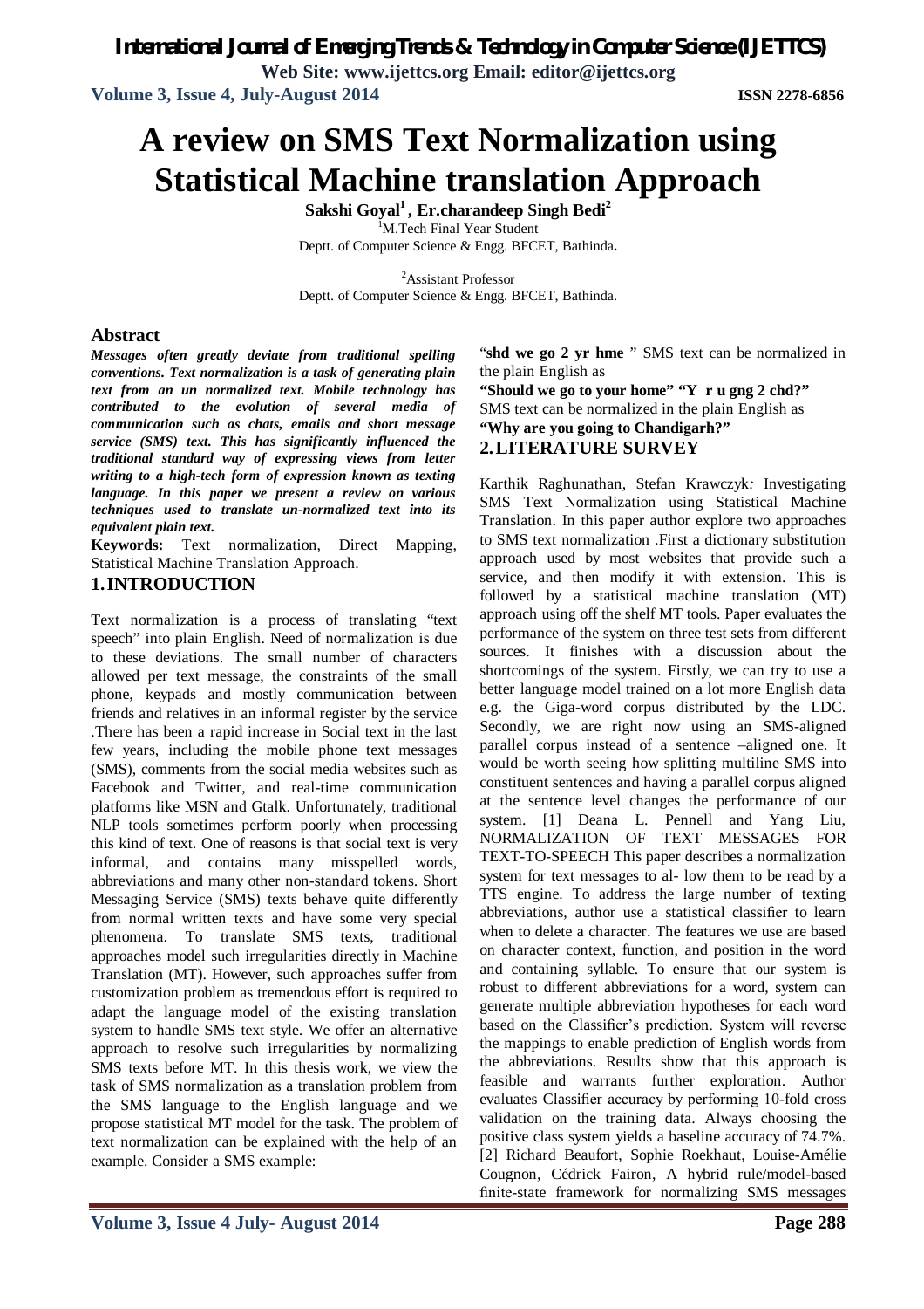# A review on SMS Text Normalization using Statistical Machine translation Approach

**Sakshi Goyal[1] , Er.charandeep Singh Bedi[2]**

[1]M.Tech Final Year Student
Deptt. of Computer Science & Engg. BFCET, Bathinda.

[2]Assistant Professor
Deptt. of Computer Science & Engg. BFCET, Bathinda.

## Abstract

***Messages often greatly deviate from traditional spelling conventions. Text normalization is a task of generating plain text from an un normalized text. Mobile technology has contributed to the evolution of several media of communication such as chats, emails and short message service (SMS) text. This has significantly influenced the traditional standard way of expressing views from letter writing to a high-tech form of expression known as texting language. In this paper we present a review on various techniques used to translate un-normalized text into its equivalent plain text.***

**Keywords:** Text normalization, Direct Mapping, Statistical Machine Translation Approach.

## 1. INTRODUCTION

Text normalization is a process of translating "text speech" into plain English. Need of normalization is due to these deviations. The small number of characters allowed per text message, the constraints of the small phone, keypads and mostly communication between friends and relatives in an informal register by the service .There has been a rapid increase in Social text in the last few years, including the mobile phone text messages (SMS), comments from the social media websites such as Facebook and Twitter, and real-time communication platforms like MSN and Gtalk. Unfortunately, traditional NLP tools sometimes perform poorly when processing this kind of text. One of reasons is that social text is very informal, and contains many misspelled words, abbreviations and many other non-standard tokens. Short Messaging Service (SMS) texts behave quite differently from normal written texts and have some very special phenomena. To translate SMS texts, traditional approaches model such irregularities directly in Machine Translation (MT). However, such approaches suffer from customization problem as tremendous effort is required to adapt the language model of the existing translation system to handle SMS text style. We offer an alternative approach to resolve such irregularities by normalizing SMS texts before MT. In this thesis work, we view the task of SMS normalization as a translation problem from the SMS language to the English language and we propose statistical MT model for the task. The problem of text normalization can be explained with the help of an example. Consider a SMS example:

"**shd we go 2 yr hme** " SMS text can be normalized in the plain English as

**"Should we go to your home" "Y r u gng 2 chd?"**

SMS text can be normalized in the plain English as

**"Why are you going to Chandigarh?"**

## 2. LITERATURE SURVEY

Karthik Raghunathan, Stefan Krawczyk*:* Investigating SMS Text Normalization using Statistical Machine Translation. In this paper author explore two approaches to SMS text normalization .First a dictionary substitution approach used by most websites that provide such a service, and then modify it with extension. This is followed by a statistical machine translation (MT) approach using off the shelf MT tools. Paper evaluates the performance of the system on three test sets from different sources. It finishes with a discussion about the shortcomings of the system. Firstly, we can try to use a better language model trained on a lot more English data e.g. the Giga-word corpus distributed by the LDC. Secondly, we are right now using an SMS-aligned parallel corpus instead of a sentence –aligned one. It would be worth seeing how splitting multiline SMS into constituent sentences and having a parallel corpus aligned at the sentence level changes the performance of our system. [1] Deana L. Pennell and Yang Liu, NORMALIZATION OF TEXT MESSAGES FOR TEXT-TO-SPEECH This paper describes a normalization system for text messages to al- low them to be read by a TTS engine. To address the large number of texting abbreviations, author use a statistical classifier to learn when to delete a character. The features we use are based on character context, function, and position in the word and containing syllable. To ensure that our system is robust to different abbreviations for a word, system can generate multiple abbreviation hypotheses for each word based on the Classifier's prediction. System will reverse the mappings to enable prediction of English words from the abbreviations. Results show that this approach is feasible and warrants further exploration. Author evaluates Classifier accuracy by performing 10-fold cross validation on the training data. Always choosing the positive class system yields a baseline accuracy of 74.7%. [2] Richard Beaufort, Sophie Roekhaut, Louise-Amélie Cougnon, Cédrick Fairon, A hybrid rule/model-based finite-state framework for normalizing SMS messages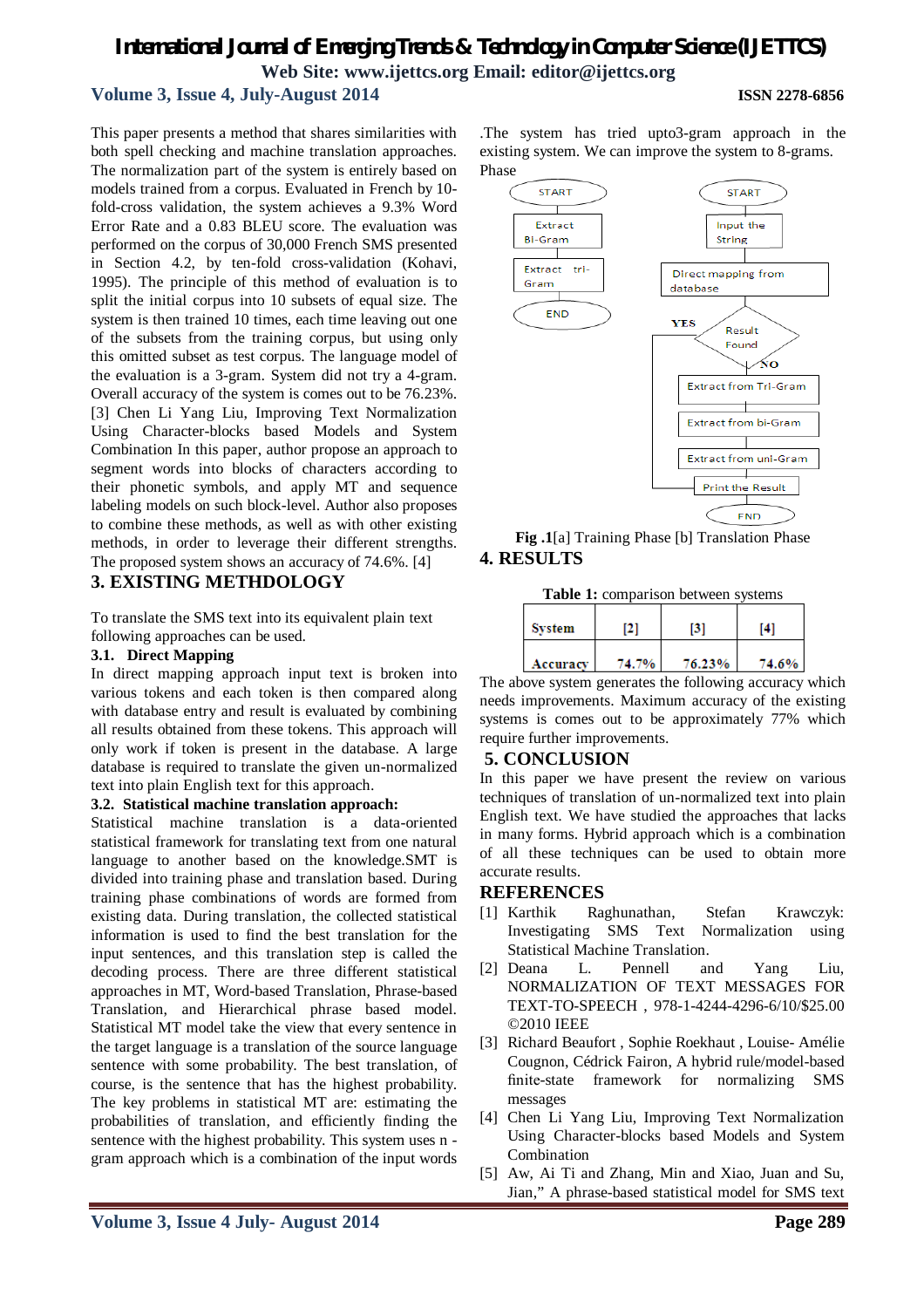This paper presents a method that shares similarities with both spell checking and machine translation approaches. The normalization part of the system is entirely based on models trained from a corpus. Evaluated in French by 10-fold-cross validation, the system achieves a 9.3% Word Error Rate and a 0.83 BLEU score. The evaluation was performed on the corpus of 30,000 French SMS presented in Section 4.2, by ten-fold cross-validation (Kohavi, 1995). The principle of this method of evaluation is to split the initial corpus into 10 subsets of equal size. The system is then trained 10 times, each time leaving out one of the subsets from the training corpus, but using only this omitted subset as test corpus. The language model of the evaluation is a 3-gram. System did not try a 4-gram. Overall accuracy of the system is comes out to be 76.23%.

[3] Chen Li Yang Liu, Improving Text Normalization Using Character-blocks based Models and System Combination In this paper, author propose an approach to segment words into blocks of characters according to their phonetic symbols, and apply MT and sequence labeling models on such block-level. Author also proposes to combine these methods, as well as with other existing methods, in order to leverage their different strengths. The proposed system shows an accuracy of 74.6%. [4]

## 3. EXISTING METHDOLOGY

To translate the SMS text into its equivalent plain text following approaches can be used.

### 3.1. Direct Mapping

In direct mapping approach input text is broken into various tokens and each token is then compared along with database entry and result is evaluated by combining all results obtained from these tokens. This approach will only work if token is present in the database. A large database is required to translate the given un-normalized text into plain English text for this approach.

### 3.2. Statistical machine translation approach:

Statistical machine translation is a data-oriented statistical framework for translating text from one natural language to another based on the knowledge.SMT is divided into training phase and translation based. During training phase combinations of words are formed from existing data. During translation, the collected statistical information is used to find the best translation for the input sentences, and this translation step is called the decoding process. There are three different statistical approaches in MT, Word-based Translation, Phrase-based Translation, and Hierarchical phrase based model. Statistical MT model take the view that every sentence in the target language is a translation of the source language sentence with some probability. The best translation, of course, is the sentence that has the highest probability. The key problems in statistical MT are: estimating the probabilities of translation, and efficiently finding the sentence with the highest probability. This system uses n -gram approach which is a combination of the input words .The system has tried upto3-gram approach in the existing system. We can improve the system to 8-grams.

Phase

START → Extract Bi-Gram → Extract tri-Gram → END

START → Input the String → Direct mapping from database → Result Found? YES → Print the Result; NO → Extract from Tri-Gram → Extract from bi-Gram → Extract from uni-Gram → Print the Result → END

**Fig .1**[a] Training Phase [b] Translation Phase

## 4. RESULTS

**Table 1:** comparison between systems

| System | [2] | [3] | [4] |
|---|---|---|---|
| Accuracy | 74.7% | 76.23% | 74.6% |

The above system generates the following accuracy which needs improvements. Maximum accuracy of the existing systems is comes out to be approximately 77% which require further improvements.

## 5. CONCLUSION

In this paper we have present the review on various techniques of translation of un-normalized text into plain English text. We have studied the approaches that lacks in many forms. Hybrid approach which is a combination of all these techniques can be used to obtain more accurate results.

## REFERENCES

[1] Karthik Raghunathan, Stefan Krawczyk: Investigating SMS Text Normalization using Statistical Machine Translation.

[2] Deana L. Pennell and Yang Liu, NORMALIZATION OF TEXT MESSAGES FOR TEXT-TO-SPEECH , 978-1-4244-4296-6/10/$25.00 ©2010 IEEE

[3] Richard Beaufort , Sophie Roekhaut , Louise- Amélie Cougnon, Cédrick Fairon, A hybrid rule/model-based finite-state framework for normalizing SMS messages

[4] Chen Li Yang Liu, Improving Text Normalization Using Character-blocks based Models and System Combination

[5] Aw, Ai Ti and Zhang, Min and Xiao, Juan and Su, Jian," A phrase-based statistical model for SMS text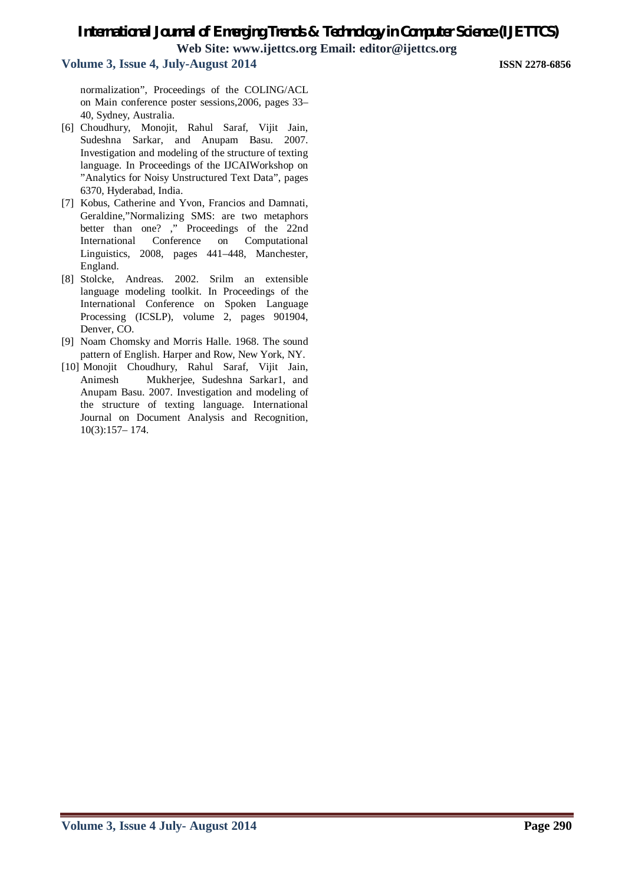normalization", Proceedings of the COLING/ACL on Main conference poster sessions,2006, pages 33–40, Sydney, Australia.

[6] Choudhury, Monojit, Rahul Saraf, Vijit Jain, Sudeshna Sarkar, and Anupam Basu. 2007. Investigation and modeling of the structure of texting language. In Proceedings of the IJCAIWorkshop on "Analytics for Noisy Unstructured Text Data", pages 6370, Hyderabad, India.

[7] Kobus, Catherine and Yvon, Francios and Damnati, Geraldine,"Normalizing SMS: are two metaphors better than one? ," Proceedings of the 22nd International Conference on Computational Linguistics, 2008, pages 441–448, Manchester, England.

[8] Stolcke, Andreas. 2002. Srilm an extensible language modeling toolkit. In Proceedings of the International Conference on Spoken Language Processing (ICSLP), volume 2, pages 901904, Denver, CO.

[9] Noam Chomsky and Morris Halle. 1968. The sound pattern of English. Harper and Row, New York, NY.

[10] Monojit Choudhury, Rahul Saraf, Vijit Jain, Animesh Mukherjee, Sudeshna Sarkar1, and Anupam Basu. 2007. Investigation and modeling of the structure of texting language. International Journal on Document Analysis and Recognition, 10(3):157– 174.